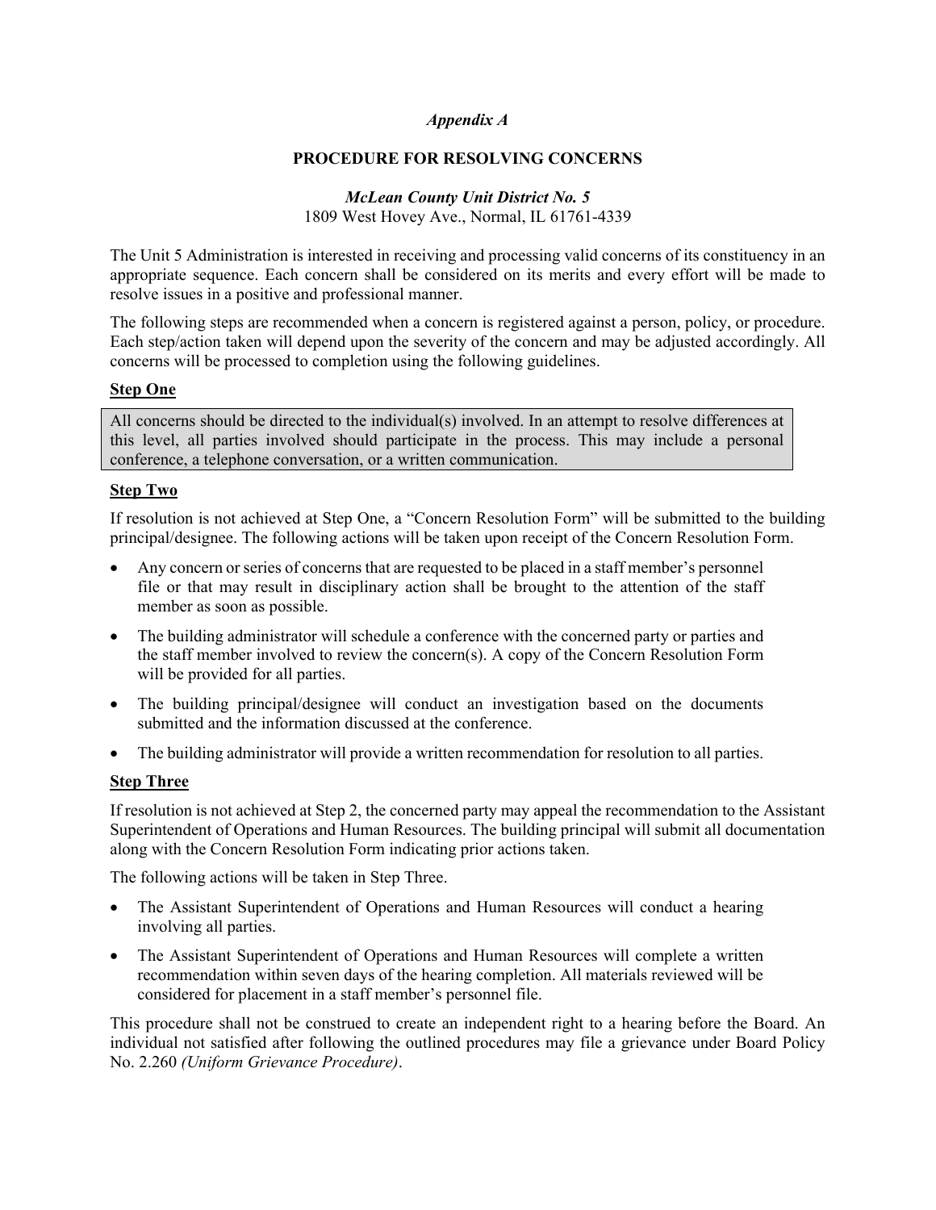*Appendix A*

# PROCEDURE FOR RESOLVING CONCERNS

***McLean County Unit District No. 5***
1809 West Hovey Ave., Normal, IL 61761-4339

The Unit 5 Administration is interested in receiving and processing valid concerns of its constituency in an appropriate sequence. Each concern shall be considered on its merits and every effort will be made to resolve issues in a positive and professional manner.

The following steps are recommended when a concern is registered against a person, policy, or procedure. Each step/action taken will depend upon the severity of the concern and may be adjusted accordingly. All concerns will be processed to completion using the following guidelines.

## Step One

All concerns should be directed to the individual(s) involved. In an attempt to resolve differences at this level, all parties involved should participate in the process. This may include a personal conference, a telephone conversation, or a written communication.

## Step Two

If resolution is not achieved at Step One, a "Concern Resolution Form" will be submitted to the building principal/designee. The following actions will be taken upon receipt of the Concern Resolution Form.

- Any concern or series of concerns that are requested to be placed in a staff member's personnel file or that may result in disciplinary action shall be brought to the attention of the staff member as soon as possible.
- The building administrator will schedule a conference with the concerned party or parties and the staff member involved to review the concern(s). A copy of the Concern Resolution Form will be provided for all parties.
- The building principal/designee will conduct an investigation based on the documents submitted and the information discussed at the conference.
- The building administrator will provide a written recommendation for resolution to all parties.

## Step Three

If resolution is not achieved at Step 2, the concerned party may appeal the recommendation to the Assistant Superintendent of Operations and Human Resources. The building principal will submit all documentation along with the Concern Resolution Form indicating prior actions taken.

The following actions will be taken in Step Three.

- The Assistant Superintendent of Operations and Human Resources will conduct a hearing involving all parties.
- The Assistant Superintendent of Operations and Human Resources will complete a written recommendation within seven days of the hearing completion. All materials reviewed will be considered for placement in a staff member's personnel file.

This procedure shall not be construed to create an independent right to a hearing before the Board. An individual not satisfied after following the outlined procedures may file a grievance under Board Policy No. 2.260 *(Uniform Grievance Procedure)*.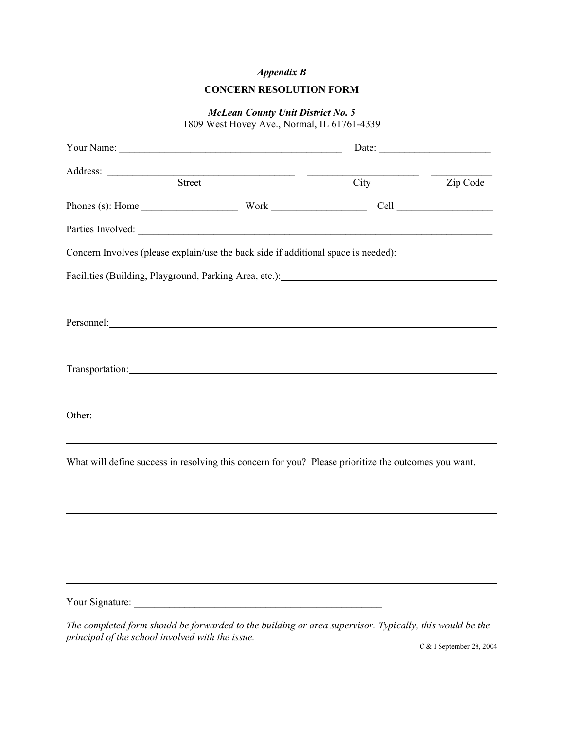*Appendix B*

**CONCERN RESOLUTION FORM**

***McLean County Unit District No. 5***
1809 West Hovey Ave., Normal, IL 61761-4339

Your Name: ___________________________________________ Date: _____________________

Address: ____________________________________ _____________________ ___________
Street City Zip Code

Phones (s): Home __________________ Work __________________ Cell __________________

Parties Involved: _______________________________________________________________________

Concern Involves (please explain/use the back side if additional space is needed):

Facilities (Building, Playground, Parking Area, etc.): ___________________________________________

_____________________________________________________________________________________

Personnel: ____________________________________________________________________________

_____________________________________________________________________________________

Transportation: ________________________________________________________________________

_____________________________________________________________________________________

Other: ________________________________________________________________________________

_____________________________________________________________________________________

What will define success in resolving this concern for you? Please prioritize the outcomes you want.

_____________________________________________________________________________________

_____________________________________________________________________________________

_____________________________________________________________________________________

_____________________________________________________________________________________

_____________________________________________________________________________________

Your Signature: __________________________________________________

*The completed form should be forwarded to the building or area supervisor. Typically, this would be the principal of the school involved with the issue.*

C & I September 28, 2004